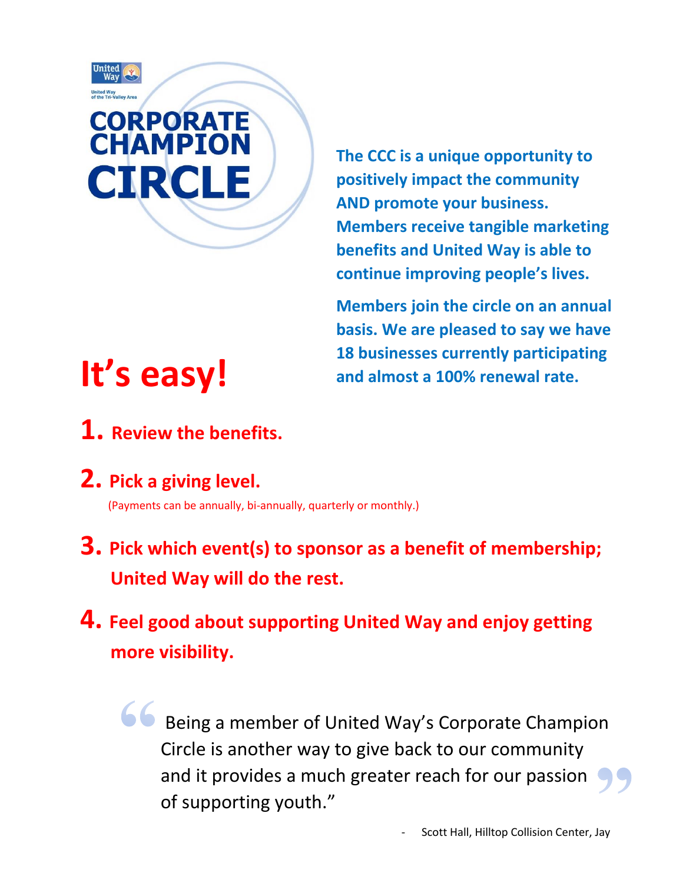United Way

United Way of the Tri-Valley Area

# CORPORATE CHAMPION CIRCLE

**The CCC is a unique opportunity to positively impact the community AND promote your business. Members receive tangible marketing benefits and United Way is able to continue improving people's lives.**

**Members join the circle on an annual basis. We are pleased to say we have 18 businesses currently participating and almost a 100% renewal rate.**

# It's easy!

1. **Review the benefits.**
2. **Pick a giving level.**
   (Payments can be annually, bi-annually, quarterly or monthly.)
3. **Pick which event(s) to sponsor as a benefit of membership; United Way will do the rest.**
4. **Feel good about supporting United Way and enjoy getting more visibility.**

> "Being a member of United Way's Corporate Champion Circle is another way to give back to our community and it provides a much greater reach for our passion of supporting youth."
>
> \- Scott Hall, Hilltop Collision Center, Jay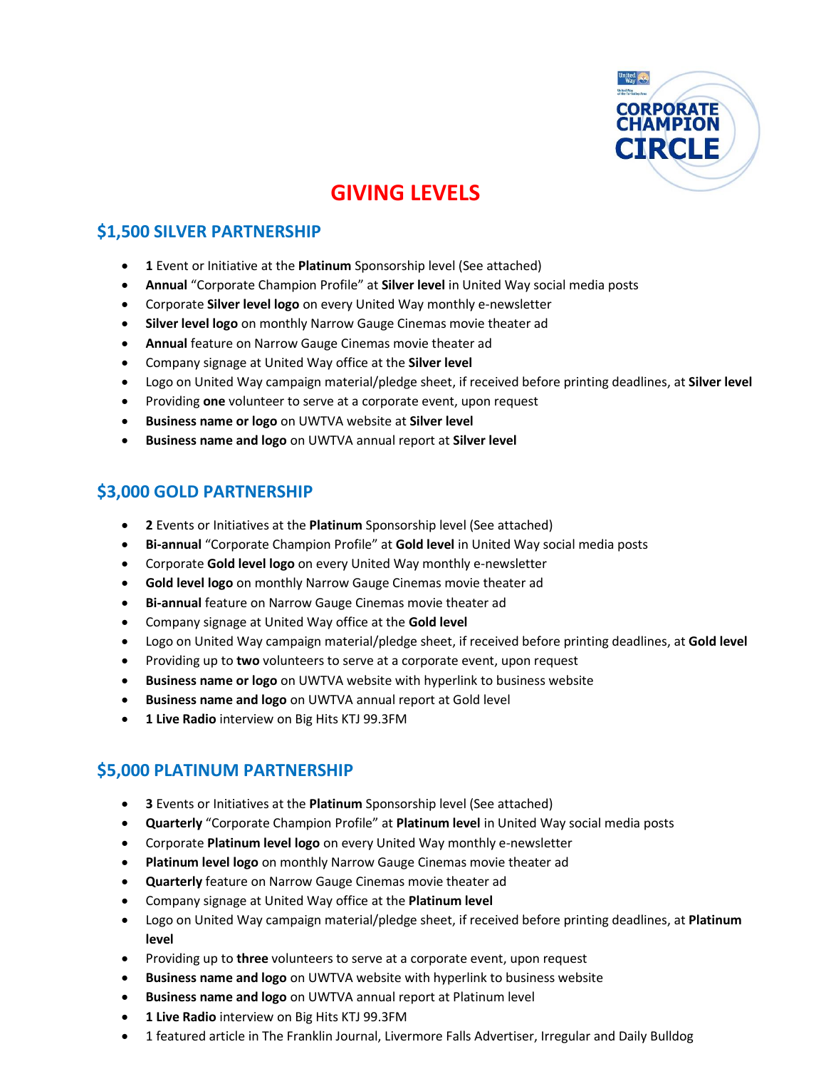CORPORATE CHAMPION CIRCLE

# GIVING LEVELS

## $1,500 SILVER PARTNERSHIP

- **1** Event or Initiative at the **Platinum** Sponsorship level (See attached)
- **Annual** "Corporate Champion Profile" at **Silver level** in United Way social media posts
- Corporate **Silver level logo** on every United Way monthly e-newsletter
- **Silver level logo** on monthly Narrow Gauge Cinemas movie theater ad
- **Annual** feature on Narrow Gauge Cinemas movie theater ad
- Company signage at United Way office at the **Silver level**
- Logo on United Way campaign material/pledge sheet, if received before printing deadlines, at **Silver level**
- Providing **one** volunteer to serve at a corporate event, upon request
- **Business name or logo** on UWTVA website at **Silver level**
- **Business name and logo** on UWTVA annual report at **Silver level**

## $3,000 GOLD PARTNERSHIP

- **2** Events or Initiatives at the **Platinum** Sponsorship level (See attached)
- **Bi-annual** "Corporate Champion Profile" at **Gold level** in United Way social media posts
- Corporate **Gold level logo** on every United Way monthly e-newsletter
- **Gold level logo** on monthly Narrow Gauge Cinemas movie theater ad
- **Bi-annual** feature on Narrow Gauge Cinemas movie theater ad
- Company signage at United Way office at the **Gold level**
- Logo on United Way campaign material/pledge sheet, if received before printing deadlines, at **Gold level**
- Providing up to **two** volunteers to serve at a corporate event, upon request
- **Business name or logo** on UWTVA website with hyperlink to business website
- **Business name and logo** on UWTVA annual report at Gold level
- **1 Live Radio** interview on Big Hits KTJ 99.3FM

## $5,000 PLATINUM PARTNERSHIP

- **3** Events or Initiatives at the **Platinum** Sponsorship level (See attached)
- **Quarterly** "Corporate Champion Profile" at **Platinum level** in United Way social media posts
- Corporate **Platinum level logo** on every United Way monthly e-newsletter
- **Platinum level logo** on monthly Narrow Gauge Cinemas movie theater ad
- **Quarterly** feature on Narrow Gauge Cinemas movie theater ad
- Company signage at United Way office at the **Platinum level**
- Logo on United Way campaign material/pledge sheet, if received before printing deadlines, at **Platinum level**
- Providing up to **three** volunteers to serve at a corporate event, upon request
- **Business name and logo** on UWTVA website with hyperlink to business website
- **Business name and logo** on UWTVA annual report at Platinum level
- **1 Live Radio** interview on Big Hits KTJ 99.3FM
- 1 featured article in The Franklin Journal, Livermore Falls Advertiser, Irregular and Daily Bulldog